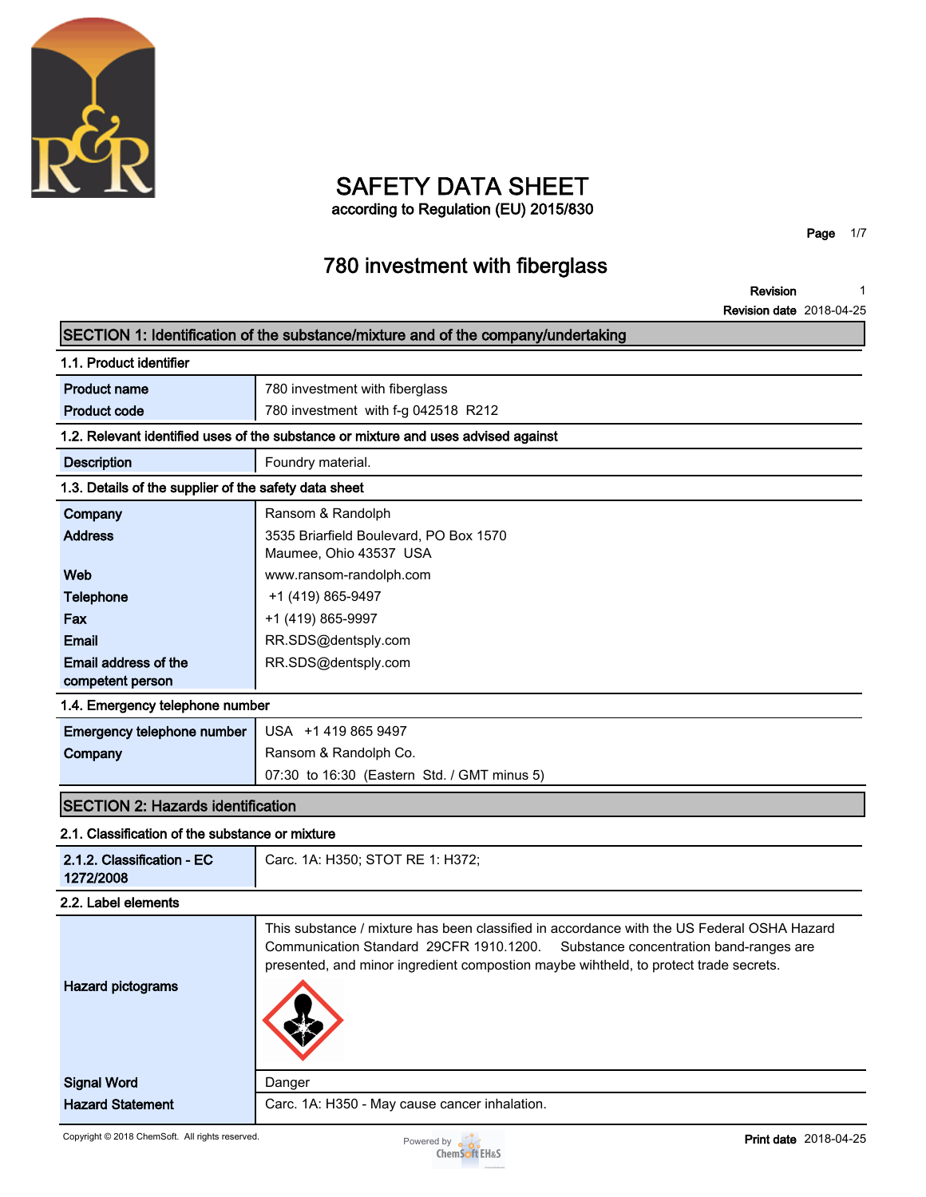# SAFETY DATA SHEET

according to Regulation (EU) 2015/830

## 780 investment with fiberglass

| | |
|---|---|
| **Revision** | 1 |
| **Revision date** | 2018-04-25 |

## SECTION 1: Identification of the substance/mixture and of the company/undertaking

### 1.1. Product identifier

| | |
|---|---|
| **Product name** | 780 investment with fiberglass |
| **Product code** | 780 investment with f-g 042518 R212 |

### 1.2. Relevant identified uses of the substance or mixture and uses advised against

| | |
|---|---|
| **Description** | Foundry material. |

### 1.3. Details of the supplier of the safety data sheet

| | |
|---|---|
| **Company** | Ransom & Randolph |
| **Address** | 3535 Briarfield Boulevard, PO Box 1570<br>Maumee, Ohio 43537 USA |
| **Web** | www.ransom-randolph.com |
| **Telephone** | +1 (419) 865-9497 |
| **Fax** | +1 (419) 865-9997 |
| **Email** | RR.SDS@dentsply.com |
| **Email address of the competent person** | RR.SDS@dentsply.com |

### 1.4. Emergency telephone number

| | |
|---|---|
| **Emergency telephone number** | USA +1 419 865 9497 |
| **Company** | Ransom & Randolph Co. |
| | 07:30 to 16:30 (Eastern Std. / GMT minus 5) |

## SECTION 2: Hazards identification

### 2.1. Classification of the substance or mixture

| | |
|---|---|
| **2.1.2. Classification - EC 1272/2008** | Carc. 1A: H350; STOT RE 1: H372; |

### 2.2. Label elements

| | |
|---|---|
| **Hazard pictograms** | This substance / mixture has been classified in accordance with the US Federal OSHA Hazard Communication Standard 29CFR 1910.1200. Substance concentration band-ranges are presented, and minor ingredient compostion maybe wihtheld, to protect trade secrets. |
| **Signal Word** | Danger |
| **Hazard Statement** | Carc. 1A: H350 - May cause cancer inhalation. |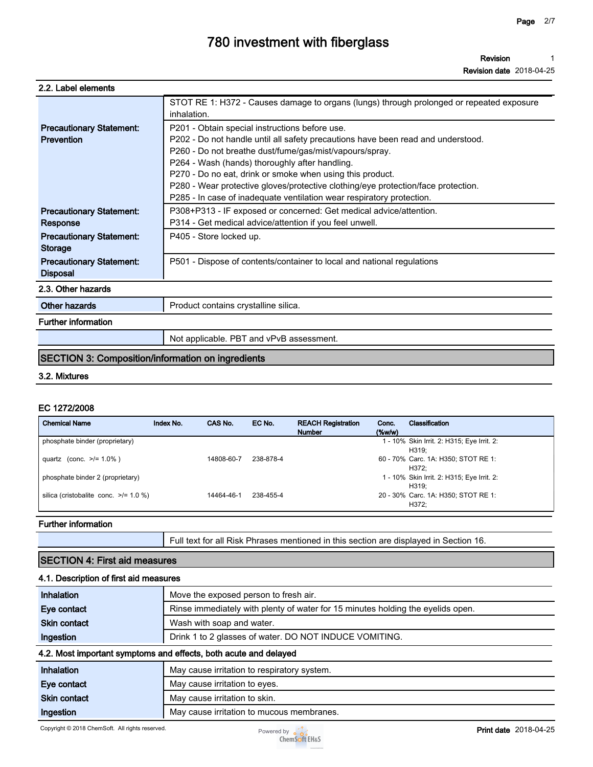### 2.2. Label elements

| | |
|---|---|
| | STOT RE 1: H372 - Causes damage to organs (lungs) through prolonged or repeated exposure inhalation. |
| **Precautionary Statement: Prevention** | P201 - Obtain special instructions before use.<br>P202 - Do not handle until all safety precautions have been read and understood.<br>P260 - Do not breathe dust/fume/gas/mist/vapours/spray.<br>P264 - Wash (hands) thoroughly after handling.<br>P270 - Do no eat, drink or smoke when using this product.<br>P280 - Wear protective gloves/protective clothing/eye protection/face protection.<br>P285 - In case of inadequate ventilation wear respiratory protection. |
| **Precautionary Statement: Response** | P308+P313 - IF exposed or concerned: Get medical advice/attention.<br>P314 - Get medical advice/attention if you feel unwell. |
| **Precautionary Statement: Storage** | P405 - Store locked up. |
| **Precautionary Statement: Disposal** | P501 - Dispose of contents/container to local and national regulations |

### 2.3. Other hazards

| | |
|---|---|
| **Other hazards** | Product contains crystalline silica. |

**Further information**

| | |
|---|---|
| | Not applicable. PBT and vPvB assessment. |

## SECTION 3: Composition/information on ingredients

### 3.2. Mixtures

**EC 1272/2008**

| Chemical Name | Index No. | CAS No. | EC No. | REACH Registration Number | Conc. (%w/w) | Classification |
|---|---|---|---|---|---|---|
| phosphate binder (proprietary) | | | | | 1 - 10% | Skin Irrit. 2: H315; Eye Irrit. 2: H319; |
| quartz (conc. >/= 1.0% ) | | 14808-60-7 | 238-878-4 | | 60 - 70% | Carc. 1A: H350; STOT RE 1: H372; |
| phosphate binder 2 (proprietary) | | | | | 1 - 10% | Skin Irrit. 2: H315; Eye Irrit. 2: H319; |
| silica (cristobalite conc. >/= 1.0 %) | | 14464-46-1 | 238-455-4 | | 20 - 30% | Carc. 1A: H350; STOT RE 1: H372; |

**Further information**

| | |
|---|---|
| | Full text for all Risk Phrases mentioned in this section are displayed in Section 16. |

## SECTION 4: First aid measures

### 4.1. Description of first aid measures

| | |
|---|---|
| **Inhalation** | Move the exposed person to fresh air. |
| **Eye contact** | Rinse immediately with plenty of water for 15 minutes holding the eyelids open. |
| **Skin contact** | Wash with soap and water. |
| **Ingestion** | Drink 1 to 2 glasses of water. DO NOT INDUCE VOMITING. |

### 4.2. Most important symptoms and effects, both acute and delayed

| | |
|---|---|
| **Inhalation** | May cause irritation to respiratory system. |
| **Eye contact** | May cause irritation to eyes. |
| **Skin contact** | May cause irritation to skin. |
| **Ingestion** | May cause irritation to mucous membranes. |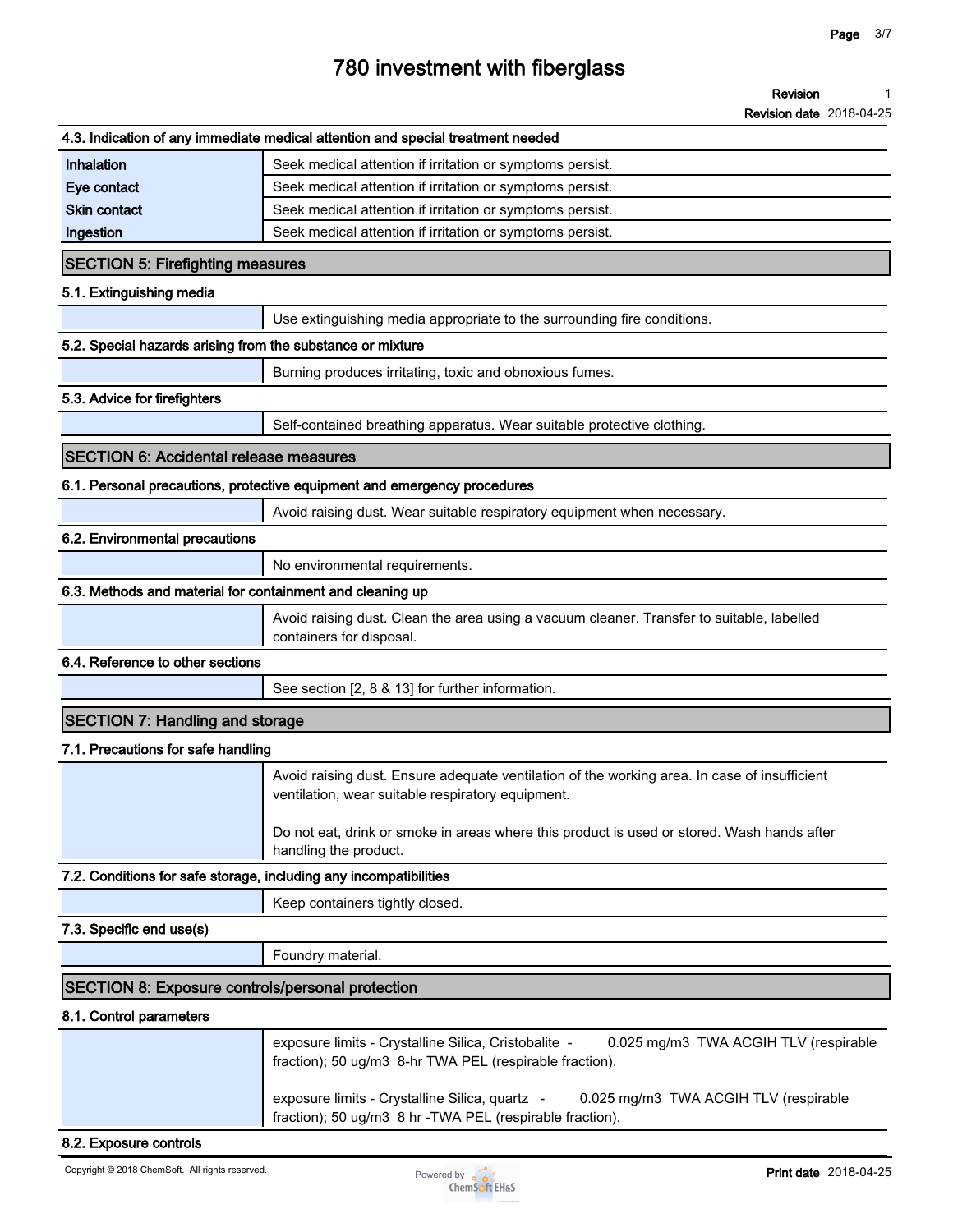### 4.3. Indication of any immediate medical attention and special treatment needed

| | |
|---|---|
| **Inhalation** | Seek medical attention if irritation or symptoms persist. |
| **Eye contact** | Seek medical attention if irritation or symptoms persist. |
| **Skin contact** | Seek medical attention if irritation or symptoms persist. |
| **Ingestion** | Seek medical attention if irritation or symptoms persist. |

## SECTION 5: Firefighting measures

### 5.1. Extinguishing media

Use extinguishing media appropriate to the surrounding fire conditions.

### 5.2. Special hazards arising from the substance or mixture

Burning produces irritating, toxic and obnoxious fumes.

### 5.3. Advice for firefighters

Self-contained breathing apparatus. Wear suitable protective clothing.

## SECTION 6: Accidental release measures

### 6.1. Personal precautions, protective equipment and emergency procedures

Avoid raising dust. Wear suitable respiratory equipment when necessary.

### 6.2. Environmental precautions

No environmental requirements.

### 6.3. Methods and material for containment and cleaning up

Avoid raising dust. Clean the area using a vacuum cleaner. Transfer to suitable, labelled containers for disposal.

### 6.4. Reference to other sections

See section [2, 8 & 13] for further information.

## SECTION 7: Handling and storage

### 7.1. Precautions for safe handling

Avoid raising dust. Ensure adequate ventilation of the working area. In case of insufficient ventilation, wear suitable respiratory equipment.

Do not eat, drink or smoke in areas where this product is used or stored. Wash hands after handling the product.

### 7.2. Conditions for safe storage, including any incompatibilities

Keep containers tightly closed.

### 7.3. Specific end use(s)

Foundry material.

## SECTION 8: Exposure controls/personal protection

### 8.1. Control parameters

exposure limits - Crystalline Silica, Cristobalite - 0.025 mg/m3 TWA ACGIH TLV (respirable fraction); 50 ug/m3 8-hr TWA PEL (respirable fraction).

exposure limits - Crystalline Silica, quartz - 0.025 mg/m3 TWA ACGIH TLV (respirable fraction); 50 ug/m3 8 hr -TWA PEL (respirable fraction).

### 8.2. Exposure controls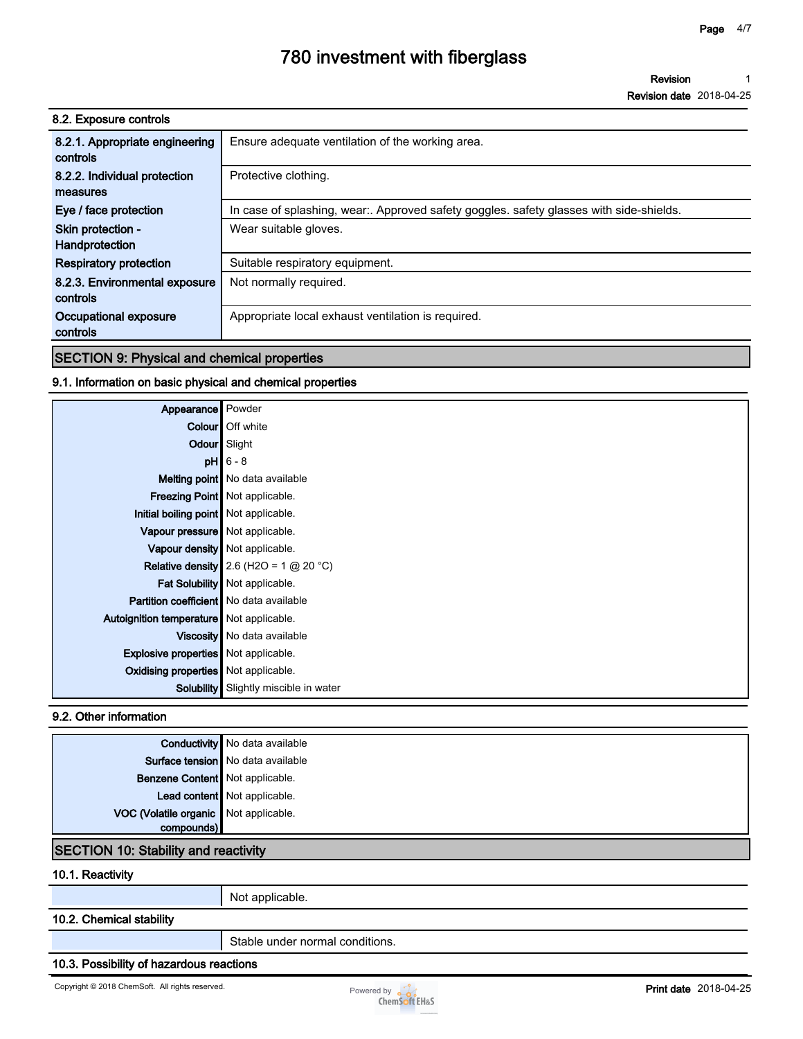### 8.2. Exposure controls

| | |
|---|---|
| **8.2.1. Appropriate engineering controls** | Ensure adequate ventilation of the working area. |
| **8.2.2. Individual protection measures** | Protective clothing. |
| **Eye / face protection** | In case of splashing, wear:. Approved safety goggles. safety glasses with side-shields. |
| **Skin protection - Handprotection** | Wear suitable gloves. |
| **Respiratory protection** | Suitable respiratory equipment. |
| **8.2.3. Environmental exposure controls** | Not normally required. |
| **Occupational exposure controls** | Appropriate local exhaust ventilation is required. |

## SECTION 9: Physical and chemical properties

### 9.1. Information on basic physical and chemical properties

| | |
|---|---|
| **Appearance** | Powder |
| **Colour** | Off white |
| **Odour** | Slight |
| **pH** | 6 - 8 |
| **Melting point** | No data available |
| **Freezing Point** | Not applicable. |
| **Initial boiling point** | Not applicable. |
| **Vapour pressure** | Not applicable. |
| **Vapour density** | Not applicable. |
| **Relative density** | 2.6 ($H_2O$ = 1 @ 20 °C) |
| **Fat Solubility** | Not applicable. |
| **Partition coefficient** | No data available |
| **Autoignition temperature** | Not applicable. |
| **Viscosity** | No data available |
| **Explosive properties** | Not applicable. |
| **Oxidising properties** | Not applicable. |
| **Solubility** | Slightly miscible in water |

### 9.2. Other information

| | |
|---|---|
| **Conductivity** | No data available |
| **Surface tension** | No data available |
| **Benzene Content** | Not applicable. |
| **Lead content** | Not applicable. |
| **VOC (Volatile organic compounds)** | Not applicable. |

## SECTION 10: Stability and reactivity

### 10.1. Reactivity

Not applicable.

### 10.2. Chemical stability

Stable under normal conditions.

### 10.3. Possibility of hazardous reactions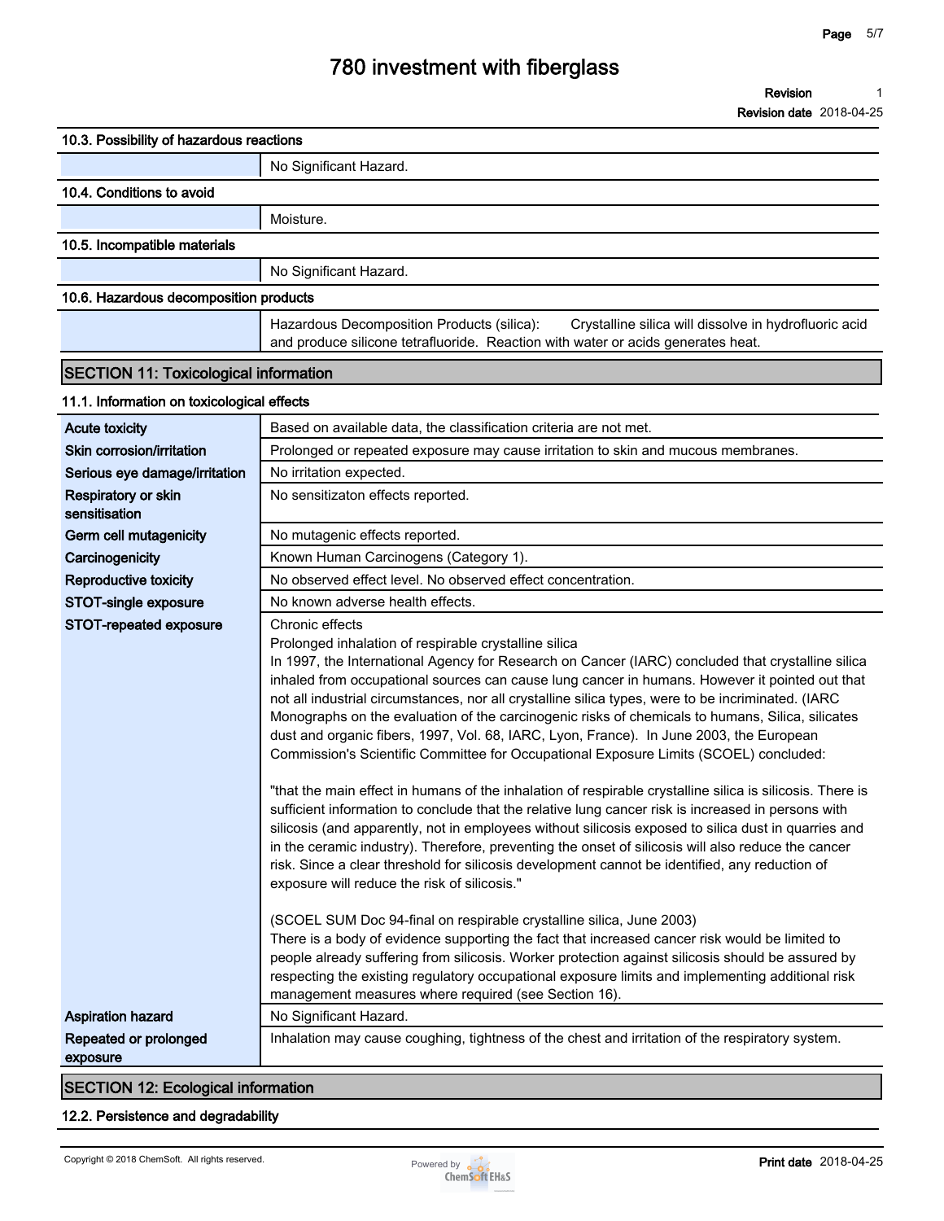### 10.3. Possibility of hazardous reactions

No Significant Hazard.

### 10.4. Conditions to avoid

Moisture.

### 10.5. Incompatible materials

No Significant Hazard.

### 10.6. Hazardous decomposition products

Hazardous Decomposition Products (silica): Crystalline silica will dissolve in hydrofluoric acid and produce silicone tetrafluoride. Reaction with water or acids generates heat.

## SECTION 11: Toxicological information

### 11.1. Information on toxicological effects

| | |
|---|---|
| **Acute toxicity** | Based on available data, the classification criteria are not met. |
| **Skin corrosion/irritation** | Prolonged or repeated exposure may cause irritation to skin and mucous membranes. |
| **Serious eye damage/irritation** | No irritation expected. |
| **Respiratory or skin sensitisation** | No sensitizaton effects reported. |
| **Germ cell mutagenicity** | No mutagenic effects reported. |
| **Carcinogenicity** | Known Human Carcinogens (Category 1). |
| **Reproductive toxicity** | No observed effect level. No observed effect concentration. |
| **STOT-single exposure** | No known adverse health effects. |
| **STOT-repeated exposure** | Chronic effects<br>Prolonged inhalation of respirable crystalline silica<br>In 1997, the International Agency for Research on Cancer (IARC) concluded that crystalline silica inhaled from occupational sources can cause lung cancer in humans. However it pointed out that not all industrial circumstances, nor all crystalline silica types, were to be incriminated. (IARC Monographs on the evaluation of the carcinogenic risks of chemicals to humans, Silica, silicates dust and organic fibers, 1997, Vol. 68, IARC, Lyon, France). In June 2003, the European Commission's Scientific Committee for Occupational Exposure Limits (SCOEL) concluded:<br><br>"that the main effect in humans of the inhalation of respirable crystalline silica is silicosis. There is sufficient information to conclude that the relative lung cancer risk is increased in persons with silicosis (and apparently, not in employees without silicosis exposed to silica dust in quarries and in the ceramic industry). Therefore, preventing the onset of silicosis will also reduce the cancer risk. Since a clear threshold for silicosis development cannot be identified, any reduction of exposure will reduce the risk of silicosis."<br><br>(SCOEL SUM Doc 94-final on respirable crystalline silica, June 2003)<br>There is a body of evidence supporting the fact that increased cancer risk would be limited to people already suffering from silicosis. Worker protection against silicosis should be assured by respecting the existing regulatory occupational exposure limits and implementing additional risk management measures where required (see Section 16). |
| **Aspiration hazard** | No Significant Hazard. |
| **Repeated or prolonged exposure** | Inhalation may cause coughing, tightness of the chest and irritation of the respiratory system. |

## SECTION 12: Ecological information

### 12.2. Persistence and degradability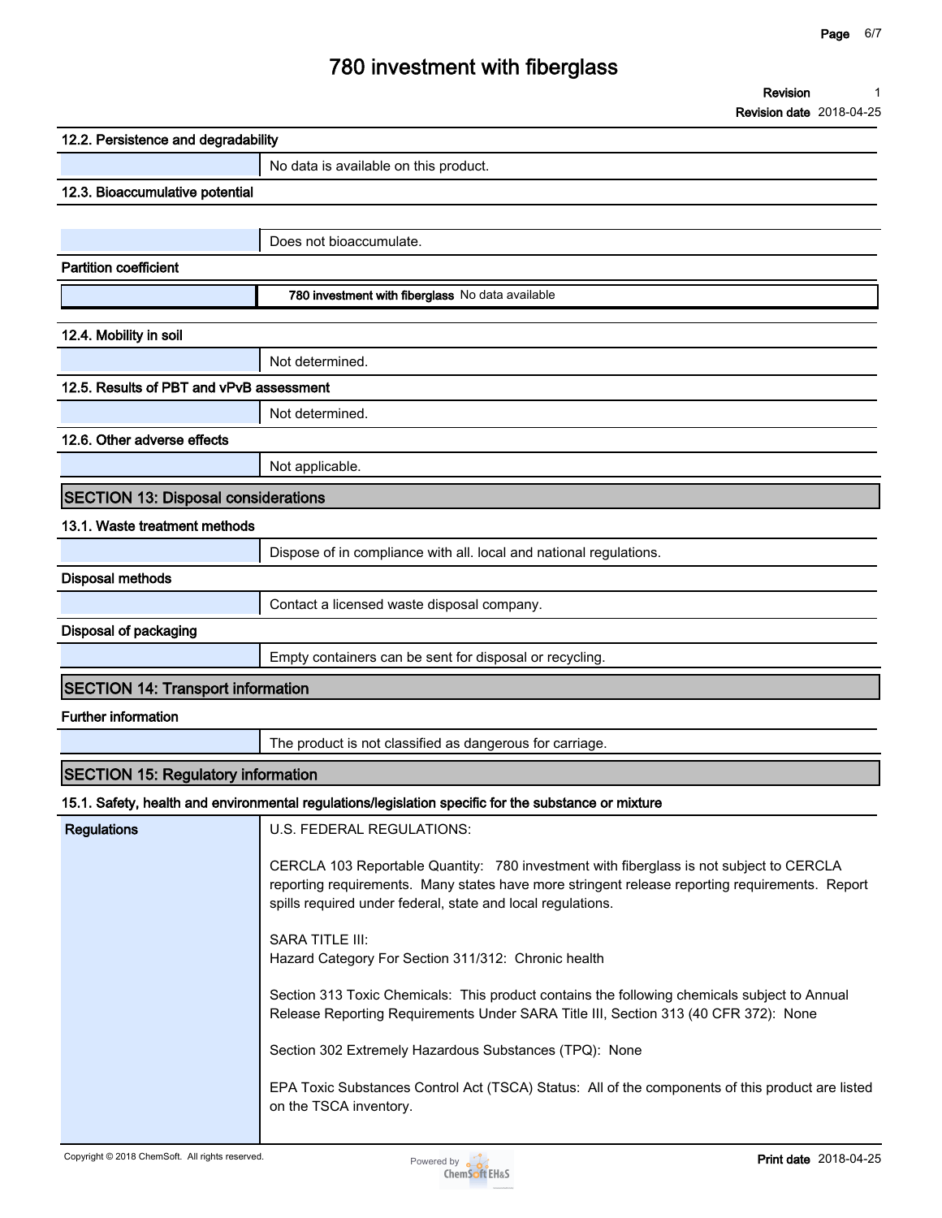#### 12.2. Persistence and degradability

| | |
|---|---|
| | No data is available on this product. |

#### 12.3. Bioaccumulative potential

| | |
|---|---|
| | Does not bioaccumulate. |

**Partition coefficient**

| | |
|---|---|
| | **780 investment with fiberglass** No data available |

#### 12.4. Mobility in soil

| | |
|---|---|
| | Not determined. |

#### 12.5. Results of PBT and vPvB assessment

| | |
|---|---|
| | Not determined. |

#### 12.6. Other adverse effects

| | |
|---|---|
| | Not applicable. |

## SECTION 13: Disposal considerations

#### 13.1. Waste treatment methods

| | |
|---|---|
| | Dispose of in compliance with all. local and national regulations. |

**Disposal methods**

| | |
|---|---|
| | Contact a licensed waste disposal company. |

**Disposal of packaging**

| | |
|---|---|
| | Empty containers can be sent for disposal or recycling. |

## SECTION 14: Transport information

**Further information**

| | |
|---|---|
| | The product is not classified as dangerous for carriage. |

## SECTION 15: Regulatory information

#### 15.1. Safety, health and environmental regulations/legislation specific for the substance or mixture

**Regulations**

U.S. FEDERAL REGULATIONS:

CERCLA 103 Reportable Quantity: 780 investment with fiberglass is not subject to CERCLA reporting requirements. Many states have more stringent release reporting requirements. Report spills required under federal, state and local regulations.

SARA TITLE III:
Hazard Category For Section 311/312: Chronic health

Section 313 Toxic Chemicals: This product contains the following chemicals subject to Annual Release Reporting Requirements Under SARA Title III, Section 313 (40 CFR 372): None

Section 302 Extremely Hazardous Substances (TPQ): None

EPA Toxic Substances Control Act (TSCA) Status: All of the components of this product are listed on the TSCA inventory.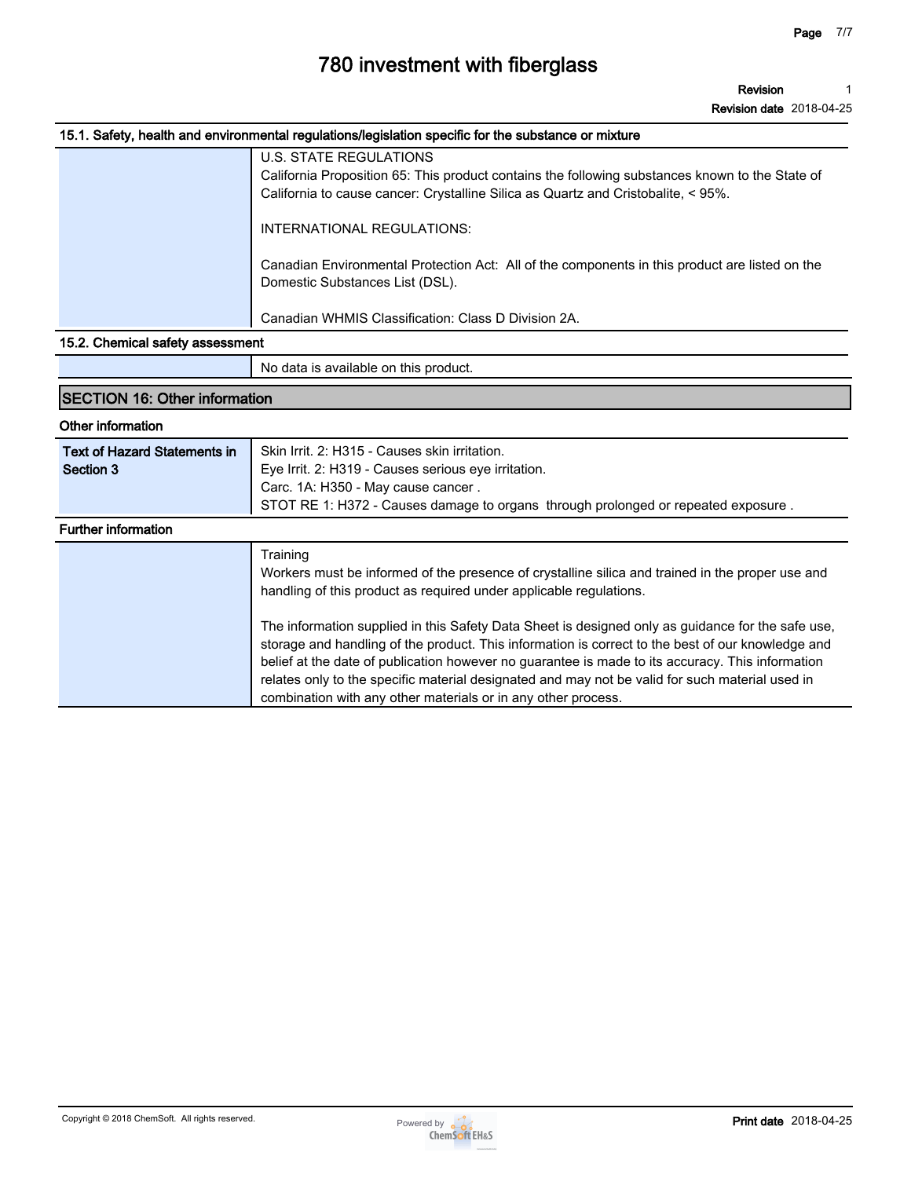### 15.1. Safety, health and environmental regulations/legislation specific for the substance or mixture

| | |
|---|---|
| | U.S. STATE REGULATIONS<br>California Proposition 65: This product contains the following substances known to the State of California to cause cancer: Crystalline Silica as Quartz and Cristobalite, < 95%.<br><br>INTERNATIONAL REGULATIONS:<br><br>Canadian Environmental Protection Act: All of the components in this product are listed on the Domestic Substances List (DSL).<br><br>Canadian WHMIS Classification: Class D Division 2A. |

### 15.2. Chemical safety assessment

| | |
|---|---|
| | No data is available on this product. |

## SECTION 16: Other information

### Other information

| | |
|---|---|
| **Text of Hazard Statements in Section 3** | Skin Irrit. 2: H315 - Causes skin irritation.<br>Eye Irrit. 2: H319 - Causes serious eye irritation.<br>Carc. 1A: H350 - May cause cancer .<br>STOT RE 1: H372 - Causes damage to organs through prolonged or repeated exposure . |

### Further information

| | |
|---|---|
| | Training<br>Workers must be informed of the presence of crystalline silica and trained in the proper use and handling of this product as required under applicable regulations.<br><br>The information supplied in this Safety Data Sheet is designed only as guidance for the safe use, storage and handling of the product. This information is correct to the best of our knowledge and belief at the date of publication however no guarantee is made to its accuracy. This information relates only to the specific material designated and may not be valid for such material used in combination with any other materials or in any other process. |